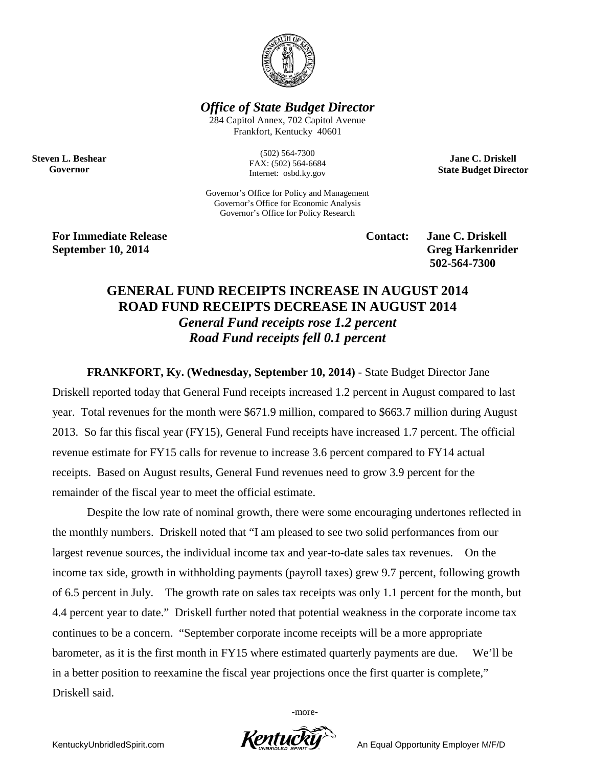**_Office of State Budget Director_**

284 Capitol Annex, 702 Capitol Avenue
Frankfort, Kentucky 40601

(502) 564-7300
FAX: (502) 564-6684
Internet: osbd.ky.gov

**Steven L. Beshear**
**Governor**

**Jane C. Driskell**
**State Budget Director**

Governor's Office for Policy and Management
Governor's Office for Economic Analysis
Governor's Office for Policy Research

**For Immediate Release**
**September 10, 2014**

**Contact: Jane C. Driskell**
**Greg Harkenrider**
**502-564-7300**

# GENERAL FUND RECEIPTS INCREASE IN AUGUST 2014
# ROAD FUND RECEIPTS DECREASE IN AUGUST 2014

***General Fund receipts rose 1.2 percent***
***Road Fund receipts fell 0.1 percent***

**FRANKFORT, Ky. (Wednesday, September 10, 2014)** - State Budget Director Jane Driskell reported today that General Fund receipts increased 1.2 percent in August compared to last year. Total revenues for the month were $671.9 million, compared to $663.7 million during August 2013. So far this fiscal year (FY15), General Fund receipts have increased 1.7 percent. The official revenue estimate for FY15 calls for revenue to increase 3.6 percent compared to FY14 actual receipts. Based on August results, General Fund revenues need to grow 3.9 percent for the remainder of the fiscal year to meet the official estimate.

Despite the low rate of nominal growth, there were some encouraging undertones reflected in the monthly numbers. Driskell noted that "I am pleased to see two solid performances from our largest revenue sources, the individual income tax and year-to-date sales tax revenues. On the income tax side, growth in withholding payments (payroll taxes) grew 9.7 percent, following growth of 6.5 percent in July. The growth rate on sales tax receipts was only 1.1 percent for the month, but 4.4 percent year to date." Driskell further noted that potential weakness in the corporate income tax continues to be a concern. "September corporate income receipts will be a more appropriate barometer, as it is the first month in FY15 where estimated quarterly payments are due. We'll be in a better position to reexamine the fiscal year projections once the first quarter is complete," Driskell said.

-more-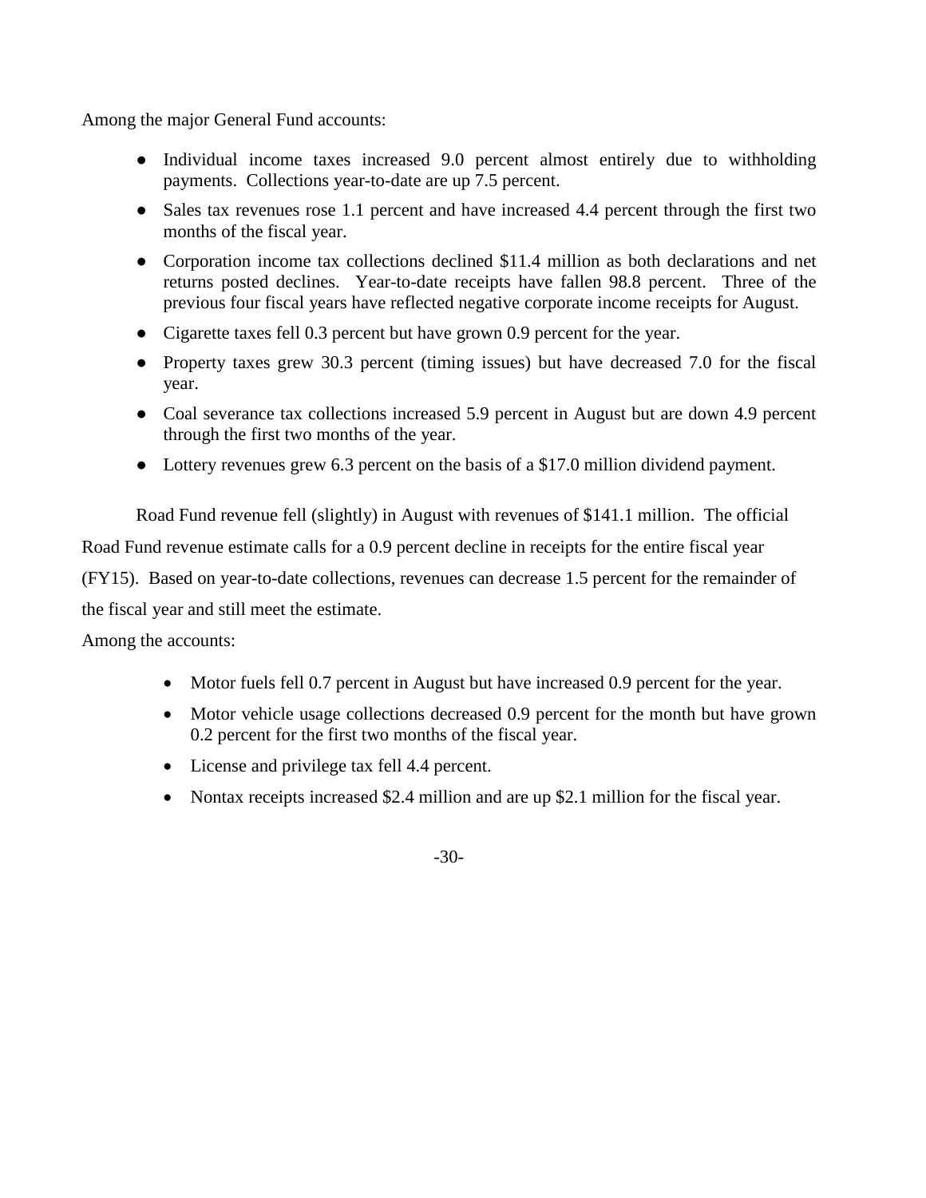Among the major General Fund accounts:

- Individual income taxes increased 9.0 percent almost entirely due to withholding payments. Collections year-to-date are up 7.5 percent.
- Sales tax revenues rose 1.1 percent and have increased 4.4 percent through the first two months of the fiscal year.
- Corporation income tax collections declined $11.4 million as both declarations and net returns posted declines. Year-to-date receipts have fallen 98.8 percent. Three of the previous four fiscal years have reflected negative corporate income receipts for August.
- Cigarette taxes fell 0.3 percent but have grown 0.9 percent for the year.
- Property taxes grew 30.3 percent (timing issues) but have decreased 7.0 for the fiscal year.
- Coal severance tax collections increased 5.9 percent in August but are down 4.9 percent through the first two months of the year.
- Lottery revenues grew 6.3 percent on the basis of a $17.0 million dividend payment.

Road Fund revenue fell (slightly) in August with revenues of $141.1 million. The official Road Fund revenue estimate calls for a 0.9 percent decline in receipts for the entire fiscal year (FY15). Based on year-to-date collections, revenues can decrease 1.5 percent for the remainder of the fiscal year and still meet the estimate.

Among the accounts:

- Motor fuels fell 0.7 percent in August but have increased 0.9 percent for the year.
- Motor vehicle usage collections decreased 0.9 percent for the month but have grown 0.2 percent for the first two months of the fiscal year.
- License and privilege tax fell 4.4 percent.
- Nontax receipts increased $2.4 million and are up $2.1 million for the fiscal year.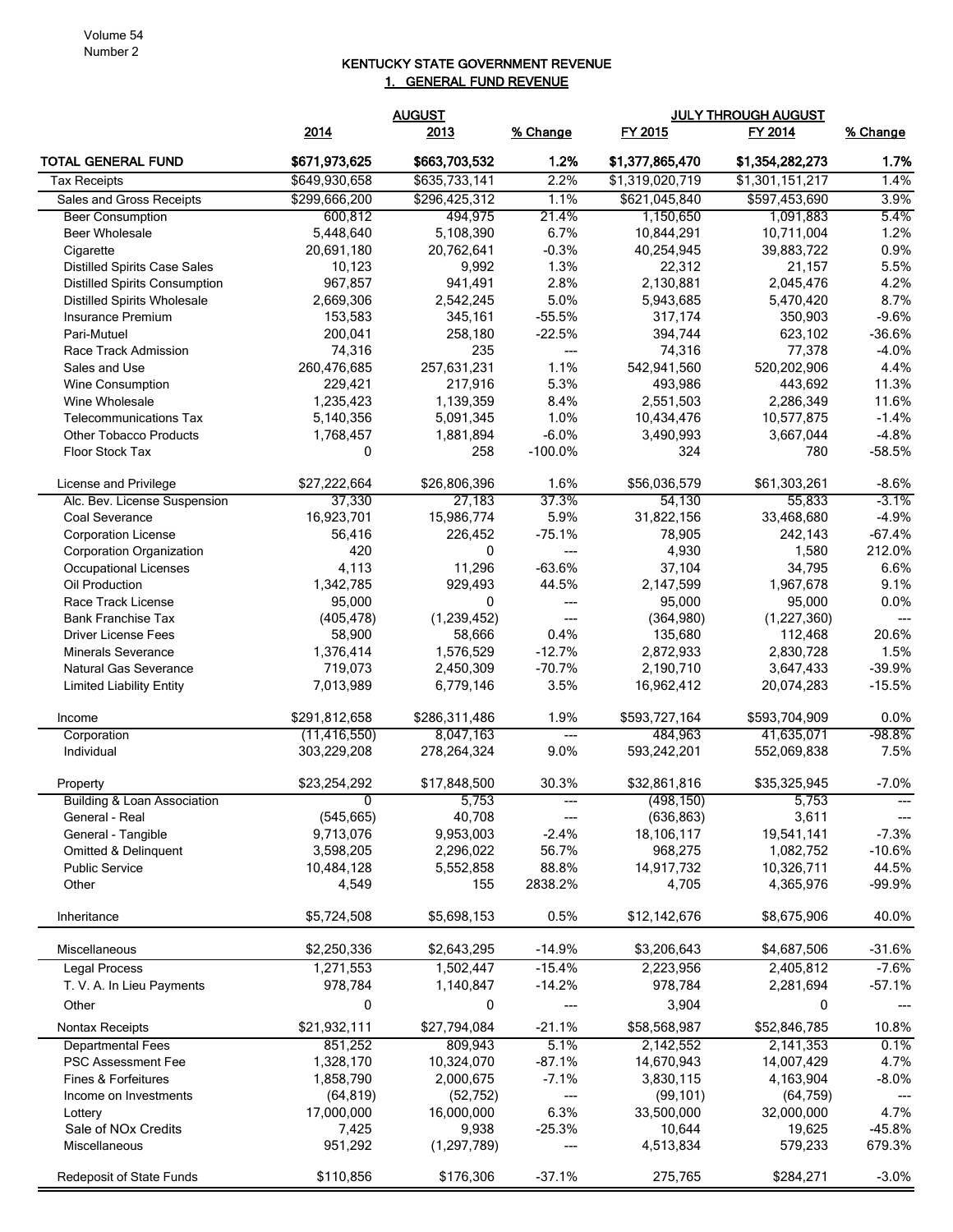## KENTUCKY STATE GOVERNMENT REVENUE

### 1. GENERAL FUND REVENUE

| | AUGUST | | | JULY THROUGH AUGUST | | |
|---|---|---|---|---|---|---|
| | 2014 | 2013 | % Change | FY 2015 | FY 2014 | % Change |
| **TOTAL GENERAL FUND** | **$671,973,625** | **$663,703,532** | **1.2%** | **$1,377,865,470** | **$1,354,282,273** | **1.7%** |
| Tax Receipts | $649,930,658 | $635,733,141 | 2.2% | $1,319,020,719 | $1,301,151,217 | 1.4% |
| Sales and Gross Receipts | $299,666,200 | $296,425,312 | 1.1% | $621,045,840 | $597,453,690 | 3.9% |
| Beer Consumption | 600,812 | 494,975 | 21.4% | 1,150,650 | 1,091,883 | 5.4% |
| Beer Wholesale | 5,448,640 | 5,108,390 | 6.7% | 10,844,291 | 10,711,004 | 1.2% |
| Cigarette | 20,691,180 | 20,762,641 | -0.3% | 40,254,945 | 39,883,722 | 0.9% |
| Distilled Spirits Case Sales | 10,123 | 9,992 | 1.3% | 22,312 | 21,157 | 5.5% |
| Distilled Spirits Consumption | 967,857 | 941,491 | 2.8% | 2,130,881 | 2,045,476 | 4.2% |
| Distilled Spirits Wholesale | 2,669,306 | 2,542,245 | 5.0% | 5,943,685 | 5,470,420 | 8.7% |
| Insurance Premium | 153,583 | 345,161 | -55.5% | 317,174 | 350,903 | -9.6% |
| Pari-Mutuel | 200,041 | 258,180 | -22.5% | 394,744 | 623,102 | -36.6% |
| Race Track Admission | 74,316 | 235 | --- | 74,316 | 77,378 | -4.0% |
| Sales and Use | 260,476,685 | 257,631,231 | 1.1% | 542,941,560 | 520,202,906 | 4.4% |
| Wine Consumption | 229,421 | 217,916 | 5.3% | 493,986 | 443,692 | 11.3% |
| Wine Wholesale | 1,235,423 | 1,139,359 | 8.4% | 2,551,503 | 2,286,349 | 11.6% |
| Telecommunications Tax | 5,140,356 | 5,091,345 | 1.0% | 10,434,476 | 10,577,875 | -1.4% |
| Other Tobacco Products | 1,768,457 | 1,881,894 | -6.0% | 3,490,993 | 3,667,044 | -4.8% |
| Floor Stock Tax | 0 | 258 | -100.0% | 324 | 780 | -58.5% |
| License and Privilege | $27,222,664 | $26,806,396 | 1.6% | $56,036,579 | $61,303,261 | -8.6% |
| Alc. Bev. License Suspension | 37,330 | 27,183 | 37.3% | 54,130 | 55,833 | -3.1% |
| Coal Severance | 16,923,701 | 15,986,774 | 5.9% | 31,822,156 | 33,468,680 | -4.9% |
| Corporation License | 56,416 | 226,452 | -75.1% | 78,905 | 242,143 | -67.4% |
| Corporation Organization | 420 | 0 | --- | 4,930 | 1,580 | 212.0% |
| Occupational Licenses | 4,113 | 11,296 | -63.6% | 37,104 | 34,795 | 6.6% |
| Oil Production | 1,342,785 | 929,493 | 44.5% | 2,147,599 | 1,967,678 | 9.1% |
| Race Track License | 95,000 | 0 | --- | 95,000 | 95,000 | 0.0% |
| Bank Franchise Tax | (405,478) | (1,239,452) | --- | (364,980) | (1,227,360) | --- |
| Driver License Fees | 58,900 | 58,666 | 0.4% | 135,680 | 112,468 | 20.6% |
| Minerals Severance | 1,376,414 | 1,576,529 | -12.7% | 2,872,933 | 2,830,728 | 1.5% |
| Natural Gas Severance | 719,073 | 2,450,309 | -70.7% | 2,190,710 | 3,647,433 | -39.9% |
| Limited Liability Entity | 7,013,989 | 6,779,146 | 3.5% | 16,962,412 | 20,074,283 | -15.5% |
| Income | $291,812,658 | $286,311,486 | 1.9% | $593,727,164 | $593,704,909 | 0.0% |
| Corporation | (11,416,550) | 8,047,163 | --- | 484,963 | 41,635,071 | -98.8% |
| Individual | 303,229,208 | 278,264,324 | 9.0% | 593,242,201 | 552,069,838 | 7.5% |
| Property | $23,254,292 | $17,848,500 | 30.3% | $32,861,816 | $35,325,945 | -7.0% |
| Building & Loan Association | 0 | 5,753 | --- | (498,150) | 5,753 | --- |
| General - Real | (545,665) | 40,708 | --- | (636,863) | 3,611 | --- |
| General - Tangible | 9,713,076 | 9,953,003 | -2.4% | 18,106,117 | 19,541,141 | -7.3% |
| Omitted & Delinquent | 3,598,205 | 2,296,022 | 56.7% | 968,275 | 1,082,752 | -10.6% |
| Public Service | 10,484,128 | 5,552,858 | 88.8% | 14,917,732 | 10,326,711 | 44.5% |
| Other | 4,549 | 155 | 2838.2% | 4,705 | 4,365,976 | -99.9% |
| Inheritance | $5,724,508 | $5,698,153 | 0.5% | $12,142,676 | $8,675,906 | 40.0% |
| Miscellaneous | $2,250,336 | $2,643,295 | -14.9% | $3,206,643 | $4,687,506 | -31.6% |
| Legal Process | 1,271,553 | 1,502,447 | -15.4% | 2,223,956 | 2,405,812 | -7.6% |
| T. V. A. In Lieu Payments | 978,784 | 1,140,847 | -14.2% | 978,784 | 2,281,694 | -57.1% |
| Other | 0 | 0 | --- | 3,904 | 0 | --- |
| Nontax Receipts | $21,932,111 | $27,794,084 | -21.1% | $58,568,987 | $52,846,785 | 10.8% |
| Departmental Fees | 851,252 | 809,943 | 5.1% | 2,142,552 | 2,141,353 | 0.1% |
| PSC Assessment Fee | 1,328,170 | 10,324,070 | -87.1% | 14,670,943 | 14,007,429 | 4.7% |
| Fines & Forfeitures | 1,858,790 | 2,000,675 | -7.1% | 3,830,115 | 4,163,904 | -8.0% |
| Income on Investments | (64,819) | (52,752) | --- | (99,101) | (64,759) | --- |
| Lottery | 17,000,000 | 16,000,000 | 6.3% | 33,500,000 | 32,000,000 | 4.7% |
| Sale of NOx Credits | 7,425 | 9,938 | -25.3% | 10,644 | 19,625 | -45.8% |
| Miscellaneous | 951,292 | (1,297,789) | --- | 4,513,834 | 579,233 | 679.3% |
| Redeposit of State Funds | $110,856 | $176,306 | -37.1% | 275,765 | $284,271 | -3.0% |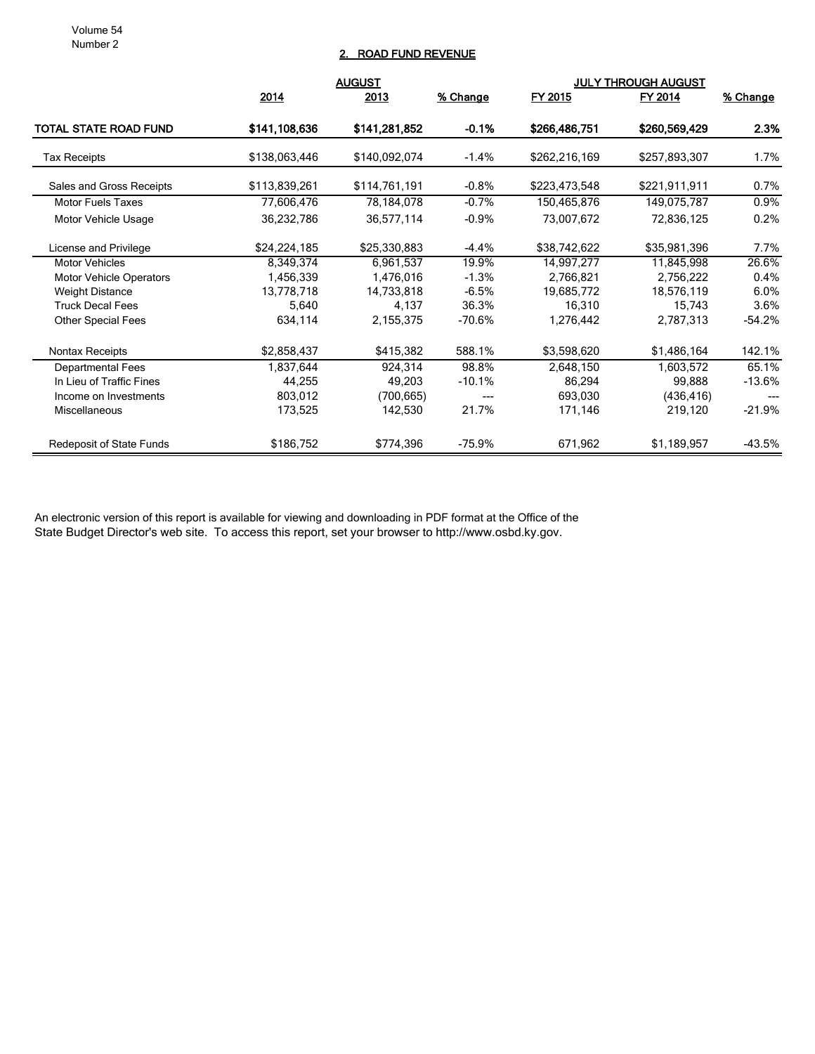## 2. ROAD FUND REVENUE

| | AUGUST | | | JULY THROUGH AUGUST | | |
|---|---|---|---|---|---|---|
| | 2014 | 2013 | % Change | FY 2015 | FY 2014 | % Change |
| **TOTAL STATE ROAD FUND** | **$141,108,636** | **$141,281,852** | **-0.1%** | **$266,486,751** | **$260,569,429** | **2.3%** |
| Tax Receipts | $138,063,446 | $140,092,074 | -1.4% | $262,216,169 | $257,893,307 | 1.7% |
| Sales and Gross Receipts | $113,839,261 | $114,761,191 | -0.8% | $223,473,548 | $221,911,911 | 0.7% |
| Motor Fuels Taxes | 77,606,476 | 78,184,078 | -0.7% | 150,465,876 | 149,075,787 | 0.9% |
| Motor Vehicle Usage | 36,232,786 | 36,577,114 | -0.9% | 73,007,672 | 72,836,125 | 0.2% |
| License and Privilege | $24,224,185 | $25,330,883 | -4.4% | $38,742,622 | $35,981,396 | 7.7% |
| Motor Vehicles | 8,349,374 | 6,961,537 | 19.9% | 14,997,277 | 11,845,998 | 26.6% |
| Motor Vehicle Operators | 1,456,339 | 1,476,016 | -1.3% | 2,766,821 | 2,756,222 | 0.4% |
| Weight Distance | 13,778,718 | 14,733,818 | -6.5% | 19,685,772 | 18,576,119 | 6.0% |
| Truck Decal Fees | 5,640 | 4,137 | 36.3% | 16,310 | 15,743 | 3.6% |
| Other Special Fees | 634,114 | 2,155,375 | -70.6% | 1,276,442 | 2,787,313 | -54.2% |
| Nontax Receipts | $2,858,437 | $415,382 | 588.1% | $3,598,620 | $1,486,164 | 142.1% |
| Departmental Fees | 1,837,644 | 924,314 | 98.8% | 2,648,150 | 1,603,572 | 65.1% |
| In Lieu of Traffic Fines | 44,255 | 49,203 | -10.1% | 86,294 | 99,888 | -13.6% |
| Income on Investments | 803,012 | (700,665) | --- | 693,030 | (436,416) | --- |
| Miscellaneous | 173,525 | 142,530 | 21.7% | 171,146 | 219,120 | -21.9% |
| Redeposit of State Funds | $186,752 | $774,396 | -75.9% | 671,962 | $1,189,957 | -43.5% |

An electronic version of this report is available for viewing and downloading in PDF format at the Office of the State Budget Director's web site. To access this report, set your browser to http://www.osbd.ky.gov.